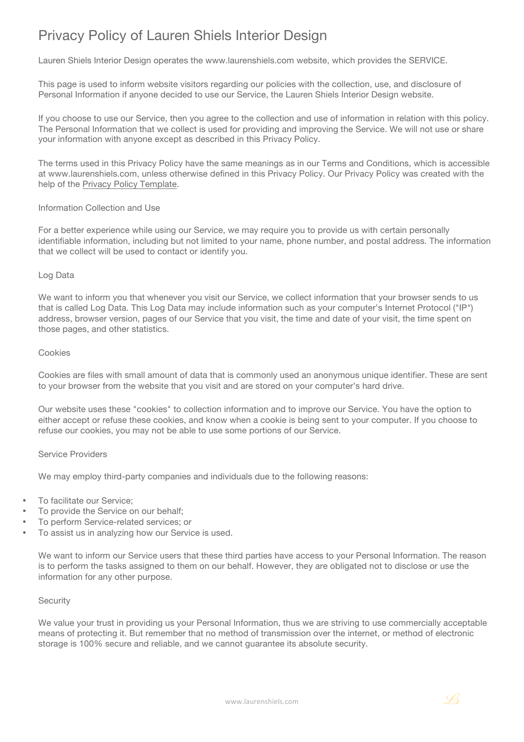# Privacy Policy of Lauren Shiels Interior Design

Lauren Shiels Interior Design operates the www.laurenshiels.com website, which provides the SERVICE.

This page is used to inform website visitors regarding our policies with the collection, use, and disclosure of Personal Information if anyone decided to use our Service, the Lauren Shiels Interior Design website.

If you choose to use our Service, then you agree to the collection and use of information in relation with this policy. The Personal Information that we collect is used for providing and improving the Service. We will not use or share your information with anyone except as described in this Privacy Policy.

The terms used in this Privacy Policy have the same meanings as in our Terms and Conditions, which is accessible at www.laurenshiels.com, unless otherwise defined in this Privacy Policy. Our Privacy Policy was created with the help of the Privacy Policy Template.

## Information Collection and Use

For a better experience while using our Service, we may require you to provide us with certain personally identifiable information, including but not limited to your name, phone number, and postal address. The information that we collect will be used to contact or identify you.

## Log Data

We want to inform you that whenever you visit our Service, we collect information that your browser sends to us that is called Log Data. This Log Data may include information such as your computer's Internet Protocol ("IP") address, browser version, pages of our Service that you visit, the time and date of your visit, the time spent on those pages, and other statistics.

## Cookies

Cookies are files with small amount of data that is commonly used an anonymous unique identifier. These are sent to your browser from the website that you visit and are stored on your computer's hard drive.

Our website uses these "cookies" to collection information and to improve our Service. You have the option to either accept or refuse these cookies, and know when a cookie is being sent to your computer. If you choose to refuse our cookies, you may not be able to use some portions of our Service.

## Service Providers

We may employ third-party companies and individuals due to the following reasons:

- To facilitate our Service;
- To provide the Service on our behalf;
- To perform Service-related services; or
- To assist us in analyzing how our Service is used.

We want to inform our Service users that these third parties have access to your Personal Information. The reason is to perform the tasks assigned to them on our behalf. However, they are obligated not to disclose or use the information for any other purpose.

## Security

We value your trust in providing us your Personal Information, thus we are striving to use commercially acceptable means of protecting it. But remember that no method of transmission over the internet, or method of electronic storage is 100% secure and reliable, and we cannot guarantee its absolute security.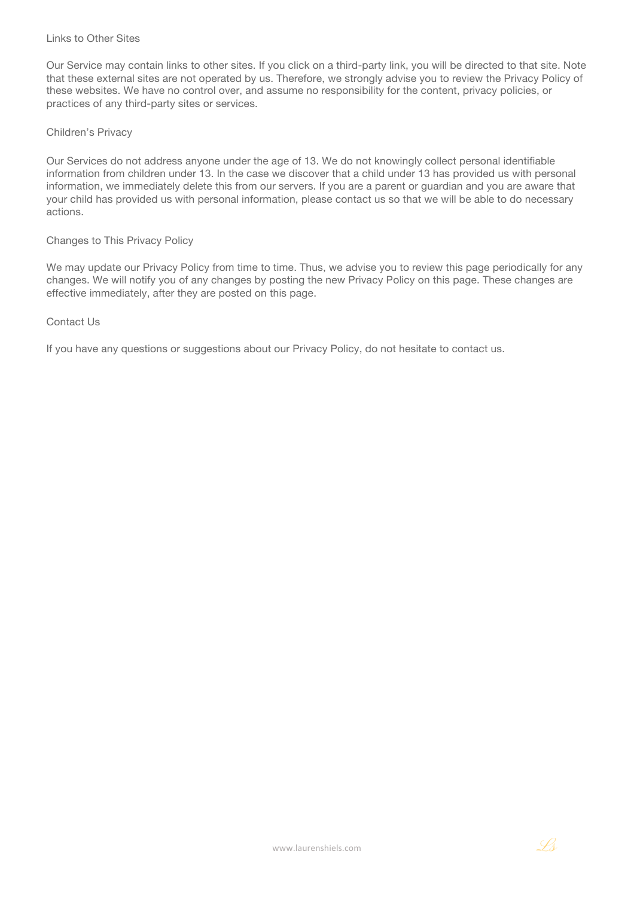## Links to Other Sites

Our Service may contain links to other sites. If you click on a third-party link, you will be directed to that site. Note that these external sites are not operated by us. Therefore, we strongly advise you to review the Privacy Policy of these websites. We have no control over, and assume no responsibility for the content, privacy policies, or practices of any third-party sites or services.

## Children's Privacy

Our Services do not address anyone under the age of 13. We do not knowingly collect personal identifiable information from children under 13. In the case we discover that a child under 13 has provided us with personal information, we immediately delete this from our servers. If you are a parent or guardian and you are aware that your child has provided us with personal information, please contact us so that we will be able to do necessary actions.

## Changes to This Privacy Policy

We may update our Privacy Policy from time to time. Thus, we advise you to review this page periodically for any changes. We will notify you of any changes by posting the new Privacy Policy on this page. These changes are effective immediately, after they are posted on this page.

## Contact Us

If you have any questions or suggestions about our Privacy Policy, do not hesitate to contact us.